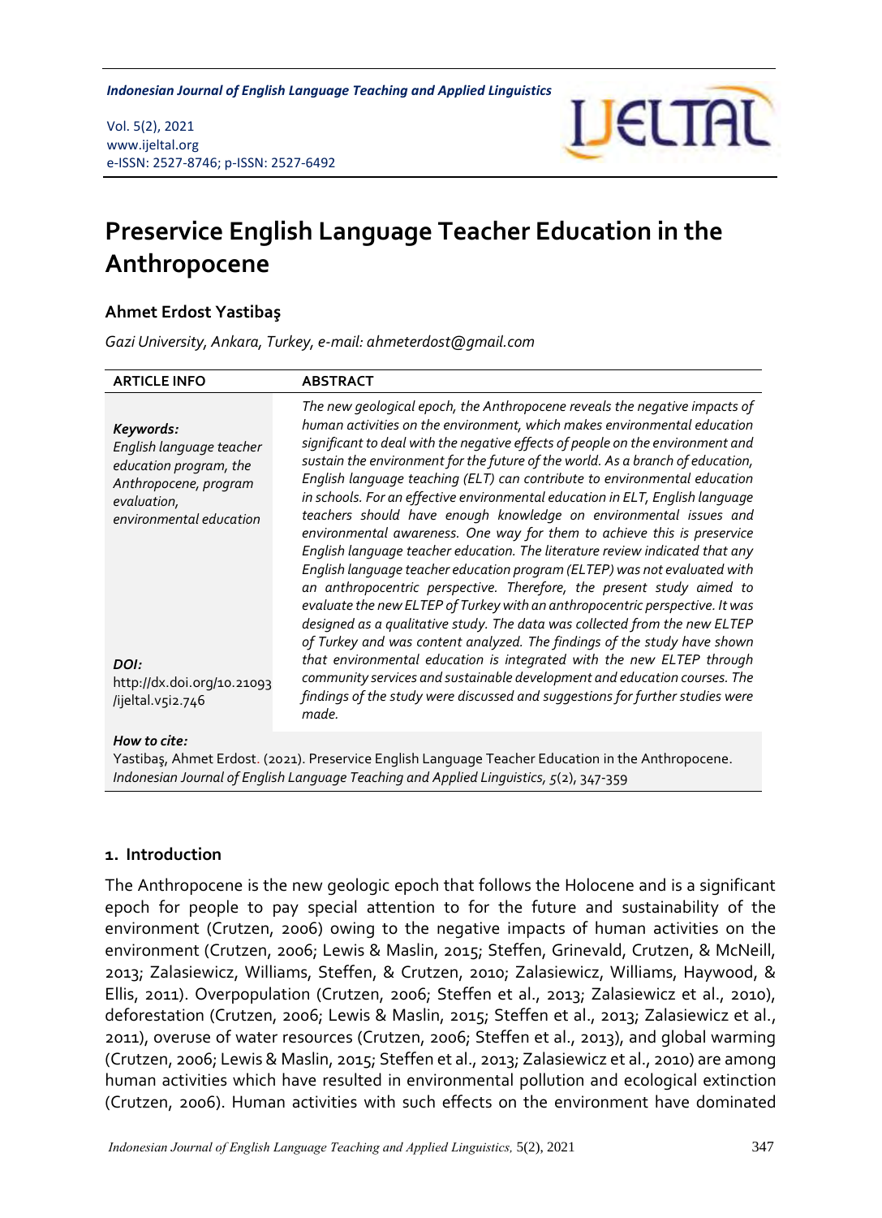# Preservice English Language Teacher Education in the Anthropocene

**Ahmet Erdost Yastibaş**

*Gazi University, Ankara, Turkey, e-mail: ahmeterdost@gmail.com*

| ARTICLE INFO | ABSTRACT |
| --- | --- |
| ***Keywords:*** *English language teacher education program, the Anthropocene, program evaluation, environmental education* <br><br> ***DOI:*** http://dx.doi.org/10.21093/ijeltal.v5i2.746 | *The new geological epoch, the Anthropocene reveals the negative impacts of human activities on the environment, which makes environmental education significant to deal with the negative effects of people on the environment and sustain the environment for the future of the world. As a branch of education, English language teaching (ELT) can contribute to environmental education in schools. For an effective environmental education in ELT, English language teachers should have enough knowledge on environmental issues and environmental awareness. One way for them to achieve this is preservice English language teacher education. The literature review indicated that any English language teacher education program (ELTEP) was not evaluated with an anthropocentric perspective. Therefore, the present study aimed to evaluate the new ELTEP of Turkey with an anthropocentric perspective. It was designed as a qualitative study. The data was collected from the new ELTEP of Turkey and was content analyzed. The findings of the study have shown that environmental education is integrated with the new ELTEP through community services and sustainable development and education courses. The findings of the study were discussed and suggestions for further studies were made.* |

***How to cite:***
Yastibaş, Ahmet Erdost. (2021). Preservice English Language Teacher Education in the Anthropocene. *Indonesian Journal of English Language Teaching and Applied Linguistics, 5*(2), 347-359

## 1. Introduction

The Anthropocene is the new geologic epoch that follows the Holocene and is a significant epoch for people to pay special attention to for the future and sustainability of the environment (Crutzen, 2006) owing to the negative impacts of human activities on the environment (Crutzen, 2006; Lewis & Maslin, 2015; Steffen, Grinevald, Crutzen, & McNeill, 2013; Zalasiewicz, Williams, Steffen, & Crutzen, 2010; Zalasiewicz, Williams, Haywood, & Ellis, 2011). Overpopulation (Crutzen, 2006; Steffen et al., 2013; Zalasiewicz et al., 2010), deforestation (Crutzen, 2006; Lewis & Maslin, 2015; Steffen et al., 2013; Zalasiewicz et al., 2011), overuse of water resources (Crutzen, 2006; Steffen et al., 2013), and global warming (Crutzen, 2006; Lewis & Maslin, 2015; Steffen et al., 2013; Zalasiewicz et al., 2010) are among human activities which have resulted in environmental pollution and ecological extinction (Crutzen, 2006). Human activities with such effects on the environment have dominated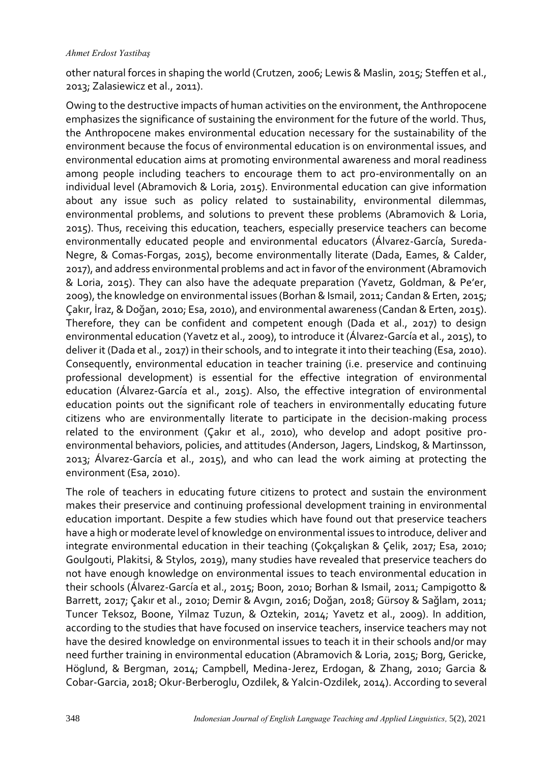other natural forces in shaping the world (Crutzen, 2006; Lewis & Maslin, 2015; Steffen et al., 2013; Zalasiewicz et al., 2011).

Owing to the destructive impacts of human activities on the environment, the Anthropocene emphasizes the significance of sustaining the environment for the future of the world. Thus, the Anthropocene makes environmental education necessary for the sustainability of the environment because the focus of environmental education is on environmental issues, and environmental education aims at promoting environmental awareness and moral readiness among people including teachers to encourage them to act pro-environmentally on an individual level (Abramovich & Loria, 2015). Environmental education can give information about any issue such as policy related to sustainability, environmental dilemmas, environmental problems, and solutions to prevent these problems (Abramovich & Loria, 2015). Thus, receiving this education, teachers, especially preservice teachers can become environmentally educated people and environmental educators (Álvarez-García, Sureda-Negre, & Comas-Forgas, 2015), become environmentally literate (Dada, Eames, & Calder, 2017), and address environmental problems and act in favor of the environment (Abramovich & Loria, 2015). They can also have the adequate preparation (Yavetz, Goldman, & Pe'er, 2009), the knowledge on environmental issues (Borhan & Ismail, 2011; Candan & Erten, 2015; Çakır, İraz, & Doğan, 2010; Esa, 2010), and environmental awareness (Candan & Erten, 2015). Therefore, they can be confident and competent enough (Dada et al., 2017) to design environmental education (Yavetz et al., 2009), to introduce it (Álvarez-García et al., 2015), to deliver it (Dada et al., 2017) in their schools, and to integrate it into their teaching (Esa, 2010). Consequently, environmental education in teacher training (i.e. preservice and continuing professional development) is essential for the effective integration of environmental education (Álvarez-García et al., 2015). Also, the effective integration of environmental education points out the significant role of teachers in environmentally educating future citizens who are environmentally literate to participate in the decision-making process related to the environment (Çakır et al., 2010), who develop and adopt positive pro-environmental behaviors, policies, and attitudes (Anderson, Jagers, Lindskog, & Martinsson, 2013; Álvarez-García et al., 2015), and who can lead the work aiming at protecting the environment (Esa, 2010).

The role of teachers in educating future citizens to protect and sustain the environment makes their preservice and continuing professional development training in environmental education important. Despite a few studies which have found out that preservice teachers have a high or moderate level of knowledge on environmental issues to introduce, deliver and integrate environmental education in their teaching (Çokçalışkan & Çelik, 2017; Esa, 2010; Goulgouti, Plakitsi, & Stylos, 2019), many studies have revealed that preservice teachers do not have enough knowledge on environmental issues to teach environmental education in their schools (Álvarez-García et al., 2015; Boon, 2010; Borhan & Ismail, 2011; Campigotto & Barrett, 2017; Çakır et al., 2010; Demir & Avgın, 2016; Doğan, 2018; Gürsoy & Sağlam, 2011; Tuncer Teksoz, Boone, Yilmaz Tuzun, & Oztekin, 2014; Yavetz et al., 2009). In addition, according to the studies that have focused on inservice teachers, inservice teachers may not have the desired knowledge on environmental issues to teach it in their schools and/or may need further training in environmental education (Abramovich & Loria, 2015; Borg, Gericke, Höglund, & Bergman, 2014; Campbell, Medina-Jerez, Erdogan, & Zhang, 2010; Garcia & Cobar-Garcia, 2018; Okur-Berberoglu, Ozdilek, & Yalcin-Ozdilek, 2014). According to several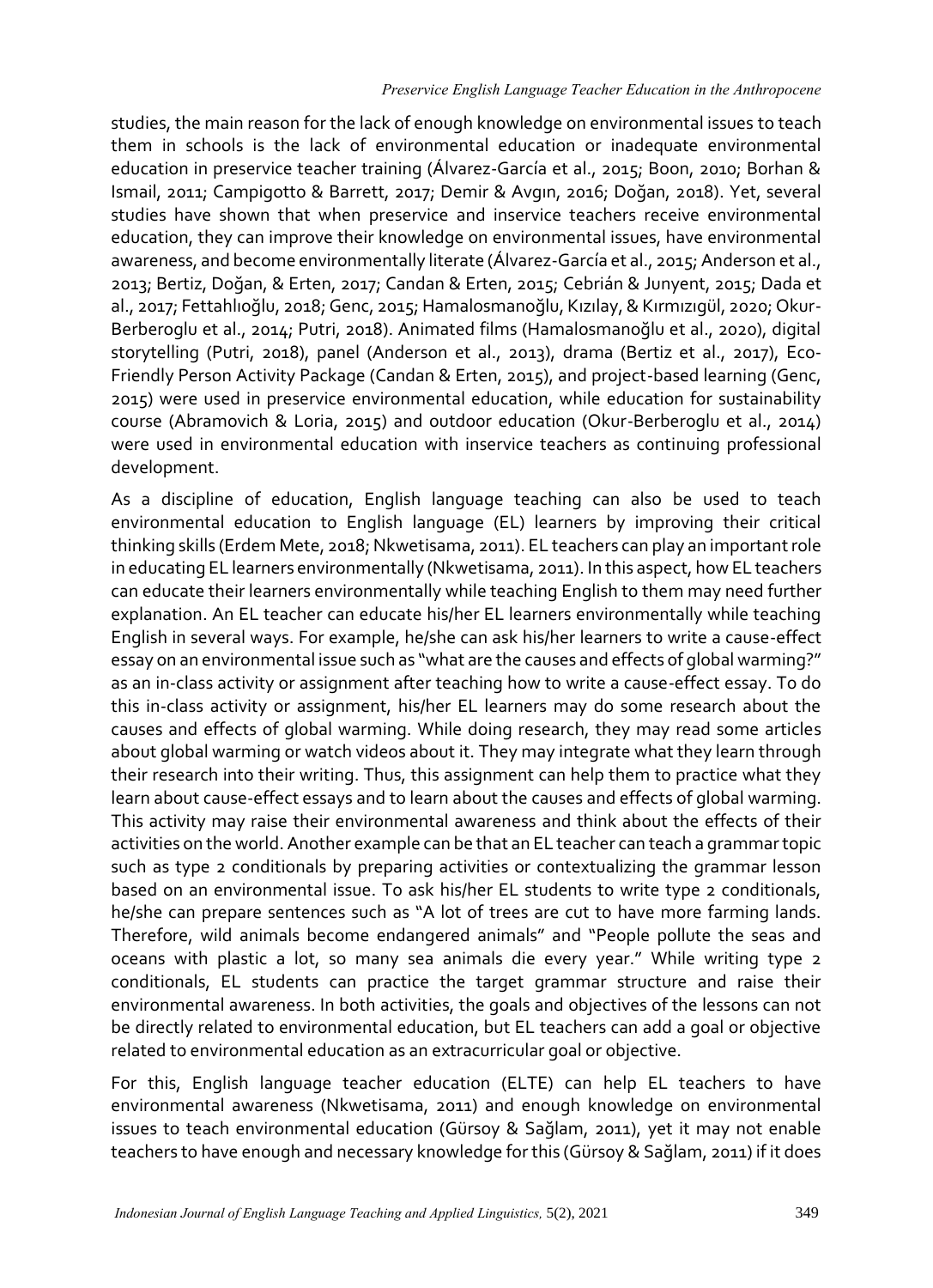studies, the main reason for the lack of enough knowledge on environmental issues to teach them in schools is the lack of environmental education or inadequate environmental education in preservice teacher training (Álvarez-García et al., 2015; Boon, 2010; Borhan & Ismail, 2011; Campigotto & Barrett, 2017; Demir & Avgın, 2016; Doğan, 2018). Yet, several studies have shown that when preservice and inservice teachers receive environmental education, they can improve their knowledge on environmental issues, have environmental awareness, and become environmentally literate (Álvarez-García et al., 2015; Anderson et al., 2013; Bertiz, Doğan, & Erten, 2017; Candan & Erten, 2015; Cebrián & Junyent, 2015; Dada et al., 2017; Fettahlıoğlu, 2018; Genc, 2015; Hamalosmanoğlu, Kızılay, & Kırmızıgül, 2020; Okur-Berberoglu et al., 2014; Putri, 2018). Animated films (Hamalosmanoğlu et al., 2020), digital storytelling (Putri, 2018), panel (Anderson et al., 2013), drama (Bertiz et al., 2017), Eco-Friendly Person Activity Package (Candan & Erten, 2015), and project-based learning (Genc, 2015) were used in preservice environmental education, while education for sustainability course (Abramovich & Loria, 2015) and outdoor education (Okur-Berberoglu et al., 2014) were used in environmental education with inservice teachers as continuing professional development.

As a discipline of education, English language teaching can also be used to teach environmental education to English language (EL) learners by improving their critical thinking skills (Erdem Mete, 2018; Nkwetisama, 2011). EL teachers can play an important role in educating EL learners environmentally (Nkwetisama, 2011). In this aspect, how EL teachers can educate their learners environmentally while teaching English to them may need further explanation. An EL teacher can educate his/her EL learners environmentally while teaching English in several ways. For example, he/she can ask his/her learners to write a cause-effect essay on an environmental issue such as "what are the causes and effects of global warming?" as an in-class activity or assignment after teaching how to write a cause-effect essay. To do this in-class activity or assignment, his/her EL learners may do some research about the causes and effects of global warming. While doing research, they may read some articles about global warming or watch videos about it. They may integrate what they learn through their research into their writing. Thus, this assignment can help them to practice what they learn about cause-effect essays and to learn about the causes and effects of global warming. This activity may raise their environmental awareness and think about the effects of their activities on the world. Another example can be that an EL teacher can teach a grammar topic such as type 2 conditionals by preparing activities or contextualizing the grammar lesson based on an environmental issue. To ask his/her EL students to write type 2 conditionals, he/she can prepare sentences such as "A lot of trees are cut to have more farming lands. Therefore, wild animals become endangered animals" and "People pollute the seas and oceans with plastic a lot, so many sea animals die every year." While writing type 2 conditionals, EL students can practice the target grammar structure and raise their environmental awareness. In both activities, the goals and objectives of the lessons can not be directly related to environmental education, but EL teachers can add a goal or objective related to environmental education as an extracurricular goal or objective.

For this, English language teacher education (ELTE) can help EL teachers to have environmental awareness (Nkwetisama, 2011) and enough knowledge on environmental issues to teach environmental education (Gürsoy & Sağlam, 2011), yet it may not enable teachers to have enough and necessary knowledge for this (Gürsoy & Sağlam, 2011) if it does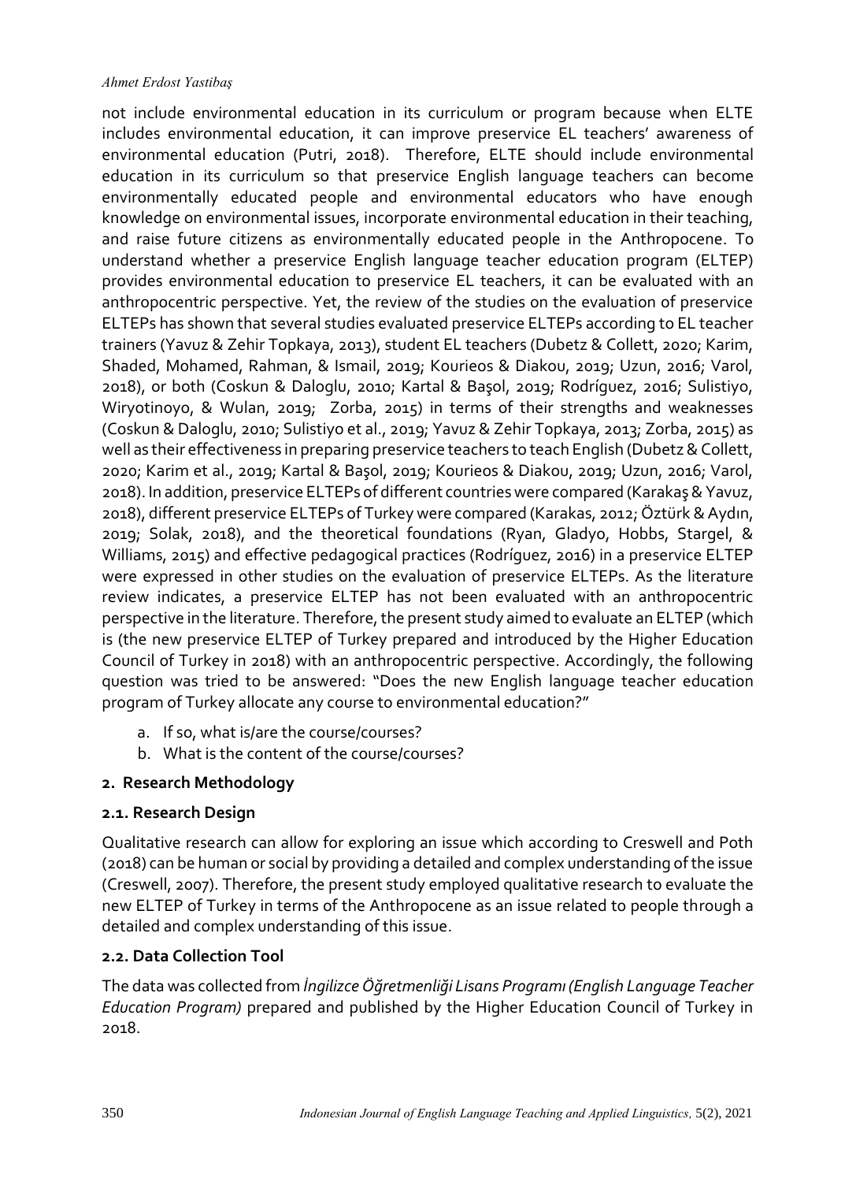not include environmental education in its curriculum or program because when ELTE includes environmental education, it can improve preservice EL teachers' awareness of environmental education (Putri, 2018). Therefore, ELTE should include environmental education in its curriculum so that preservice English language teachers can become environmentally educated people and environmental educators who have enough knowledge on environmental issues, incorporate environmental education in their teaching, and raise future citizens as environmentally educated people in the Anthropocene. To understand whether a preservice English language teacher education program (ELTEP) provides environmental education to preservice EL teachers, it can be evaluated with an anthropocentric perspective. Yet, the review of the studies on the evaluation of preservice ELTEPs has shown that several studies evaluated preservice ELTEPs according to EL teacher trainers (Yavuz & Zehir Topkaya, 2013), student EL teachers (Dubetz & Collett, 2020; Karim, Shaded, Mohamed, Rahman, & Ismail, 2019; Kourieos & Diakou, 2019; Uzun, 2016; Varol, 2018), or both (Coskun & Daloglu, 2010; Kartal & Başol, 2019; Rodríguez, 2016; Sulistiyo, Wiryotinoyo, & Wulan, 2019; Zorba, 2015) in terms of their strengths and weaknesses (Coskun & Daloglu, 2010; Sulistiyo et al., 2019; Yavuz & Zehir Topkaya, 2013; Zorba, 2015) as well as their effectiveness in preparing preservice teachers to teach English (Dubetz & Collett, 2020; Karim et al., 2019; Kartal & Başol, 2019; Kourieos & Diakou, 2019; Uzun, 2016; Varol, 2018). In addition, preservice ELTEPs of different countries were compared (Karakaş & Yavuz, 2018), different preservice ELTEPs of Turkey were compared (Karakas, 2012; Öztürk & Aydın, 2019; Solak, 2018), and the theoretical foundations (Ryan, Gladyo, Hobbs, Stargel, & Williams, 2015) and effective pedagogical practices (Rodríguez, 2016) in a preservice ELTEP were expressed in other studies on the evaluation of preservice ELTEPs. As the literature review indicates, a preservice ELTEP has not been evaluated with an anthropocentric perspective in the literature. Therefore, the present study aimed to evaluate an ELTEP (which is (the new preservice ELTEP of Turkey prepared and introduced by the Higher Education Council of Turkey in 2018) with an anthropocentric perspective. Accordingly, the following question was tried to be answered: "Does the new English language teacher education program of Turkey allocate any course to environmental education?"

a. If so, what is/are the course/courses?
b. What is the content of the course/courses?

## 2. Research Methodology

### 2.1. Research Design

Qualitative research can allow for exploring an issue which according to Creswell and Poth (2018) can be human or social by providing a detailed and complex understanding of the issue (Creswell, 2007). Therefore, the present study employed qualitative research to evaluate the new ELTEP of Turkey in terms of the Anthropocene as an issue related to people through a detailed and complex understanding of this issue.

### 2.2. Data Collection Tool

The data was collected from *İngilizce Öğretmenliği Lisans Programı (English Language Teacher Education Program)* prepared and published by the Higher Education Council of Turkey in 2018.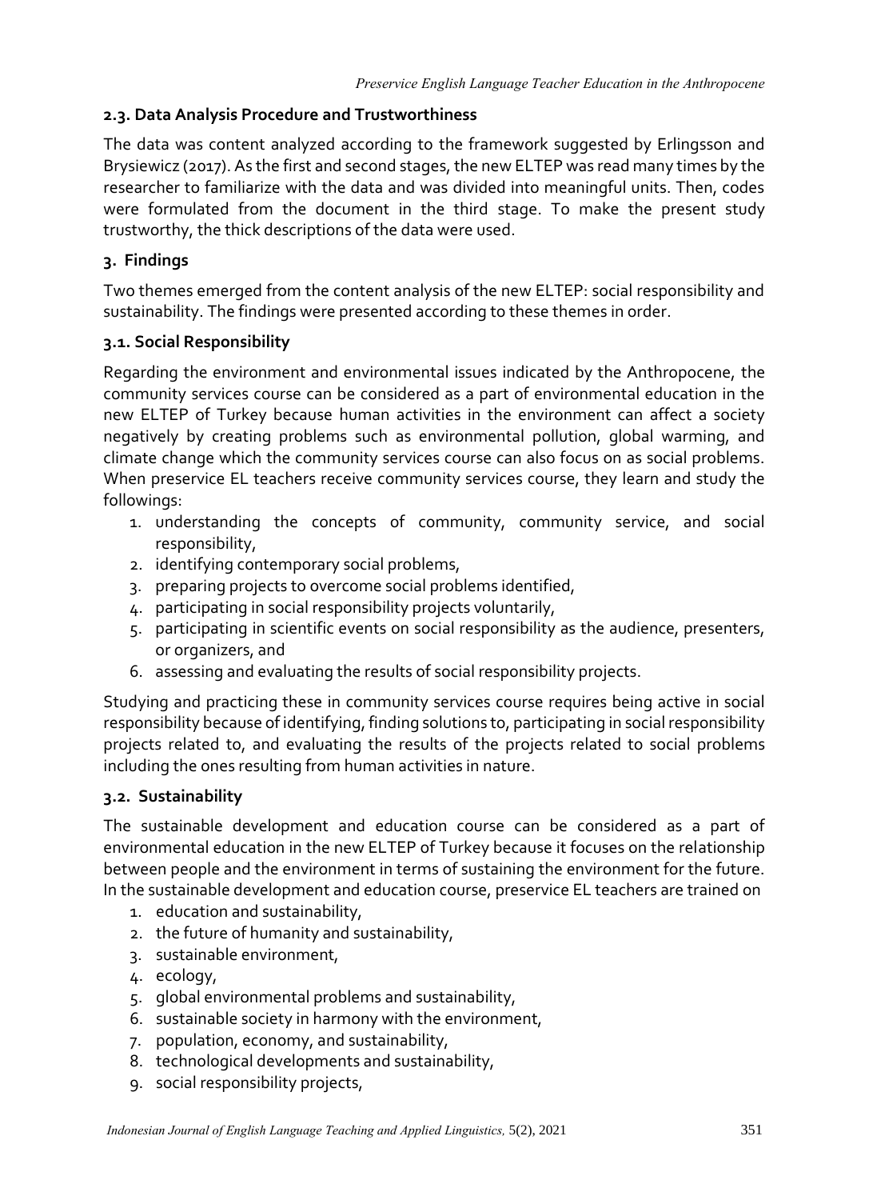### 2.3. Data Analysis Procedure and Trustworthiness

The data was content analyzed according to the framework suggested by Erlingsson and Brysiewicz (2017). As the first and second stages, the new ELTEP was read many times by the researcher to familiarize with the data and was divided into meaningful units. Then, codes were formulated from the document in the third stage. To make the present study trustworthy, the thick descriptions of the data were used.

## 3. Findings

Two themes emerged from the content analysis of the new ELTEP: social responsibility and sustainability. The findings were presented according to these themes in order.

### 3.1. Social Responsibility

Regarding the environment and environmental issues indicated by the Anthropocene, the community services course can be considered as a part of environmental education in the new ELTEP of Turkey because human activities in the environment can affect a society negatively by creating problems such as environmental pollution, global warming, and climate change which the community services course can also focus on as social problems. When preservice EL teachers receive community services course, they learn and study the followings:

1. understanding the concepts of community, community service, and social responsibility,
2. identifying contemporary social problems,
3. preparing projects to overcome social problems identified,
4. participating in social responsibility projects voluntarily,
5. participating in scientific events on social responsibility as the audience, presenters, or organizers, and
6. assessing and evaluating the results of social responsibility projects.

Studying and practicing these in community services course requires being active in social responsibility because of identifying, finding solutions to, participating in social responsibility projects related to, and evaluating the results of the projects related to social problems including the ones resulting from human activities in nature.

### 3.2. Sustainability

The sustainable development and education course can be considered as a part of environmental education in the new ELTEP of Turkey because it focuses on the relationship between people and the environment in terms of sustaining the environment for the future. In the sustainable development and education course, preservice EL teachers are trained on

1. education and sustainability,
2. the future of humanity and sustainability,
3. sustainable environment,
4. ecology,
5. global environmental problems and sustainability,
6. sustainable society in harmony with the environment,
7. population, economy, and sustainability,
8. technological developments and sustainability,
9. social responsibility projects,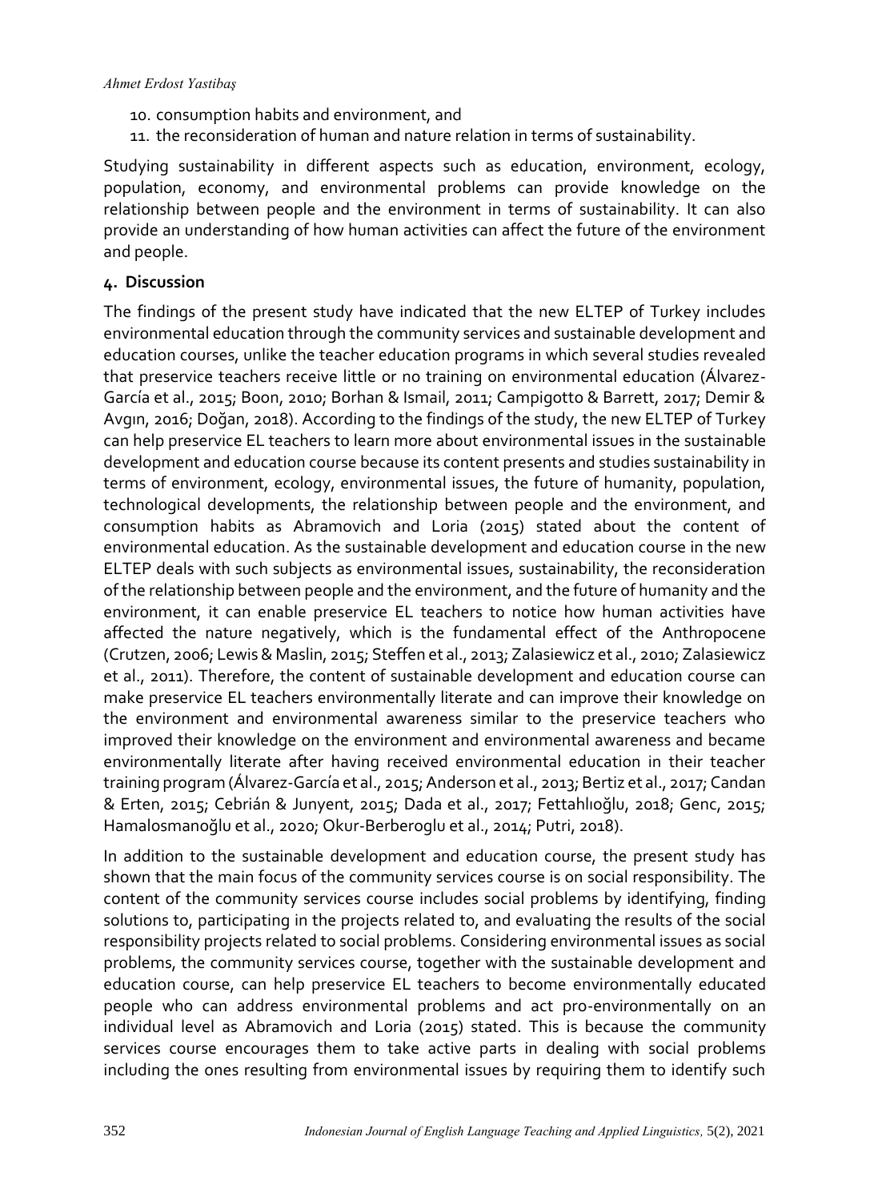10. consumption habits and environment, and
11. the reconsideration of human and nature relation in terms of sustainability.

Studying sustainability in different aspects such as education, environment, ecology, population, economy, and environmental problems can provide knowledge on the relationship between people and the environment in terms of sustainability. It can also provide an understanding of how human activities can affect the future of the environment and people.

## 4. Discussion

The findings of the present study have indicated that the new ELTEP of Turkey includes environmental education through the community services and sustainable development and education courses, unlike the teacher education programs in which several studies revealed that preservice teachers receive little or no training on environmental education (Álvarez-García et al., 2015; Boon, 2010; Borhan & Ismail, 2011; Campigotto & Barrett, 2017; Demir & Avgın, 2016; Doğan, 2018). According to the findings of the study, the new ELTEP of Turkey can help preservice EL teachers to learn more about environmental issues in the sustainable development and education course because its content presents and studies sustainability in terms of environment, ecology, environmental issues, the future of humanity, population, technological developments, the relationship between people and the environment, and consumption habits as Abramovich and Loria (2015) stated about the content of environmental education. As the sustainable development and education course in the new ELTEP deals with such subjects as environmental issues, sustainability, the reconsideration of the relationship between people and the environment, and the future of humanity and the environment, it can enable preservice EL teachers to notice how human activities have affected the nature negatively, which is the fundamental effect of the Anthropocene (Crutzen, 2006; Lewis & Maslin, 2015; Steffen et al., 2013; Zalasiewicz et al., 2010; Zalasiewicz et al., 2011). Therefore, the content of sustainable development and education course can make preservice EL teachers environmentally literate and can improve their knowledge on the environment and environmental awareness similar to the preservice teachers who improved their knowledge on the environment and environmental awareness and became environmentally literate after having received environmental education in their teacher training program (Álvarez-García et al., 2015; Anderson et al., 2013; Bertiz et al., 2017; Candan & Erten, 2015; Cebrián & Junyent, 2015; Dada et al., 2017; Fettahlıoğlu, 2018; Genc, 2015; Hamalosmanoğlu et al., 2020; Okur-Berberoglu et al., 2014; Putri, 2018).

In addition to the sustainable development and education course, the present study has shown that the main focus of the community services course is on social responsibility. The content of the community services course includes social problems by identifying, finding solutions to, participating in the projects related to, and evaluating the results of the social responsibility projects related to social problems. Considering environmental issues as social problems, the community services course, together with the sustainable development and education course, can help preservice EL teachers to become environmentally educated people who can address environmental problems and act pro-environmentally on an individual level as Abramovich and Loria (2015) stated. This is because the community services course encourages them to take active parts in dealing with social problems including the ones resulting from environmental issues by requiring them to identify such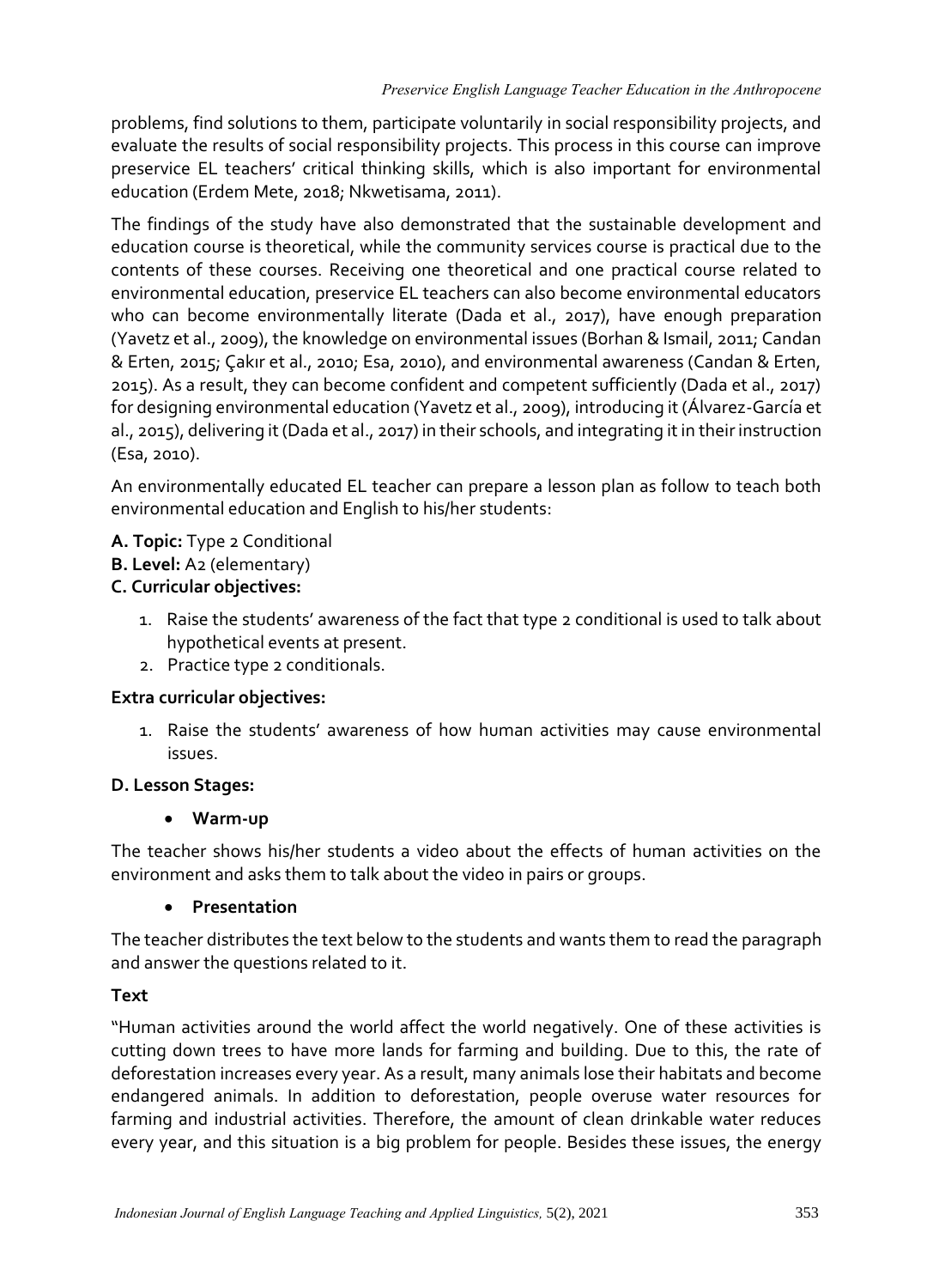problems, find solutions to them, participate voluntarily in social responsibility projects, and evaluate the results of social responsibility projects. This process in this course can improve preservice EL teachers' critical thinking skills, which is also important for environmental education (Erdem Mete, 2018; Nkwetisama, 2011).

The findings of the study have also demonstrated that the sustainable development and education course is theoretical, while the community services course is practical due to the contents of these courses. Receiving one theoretical and one practical course related to environmental education, preservice EL teachers can also become environmental educators who can become environmentally literate (Dada et al., 2017), have enough preparation (Yavetz et al., 2009), the knowledge on environmental issues (Borhan & Ismail, 2011; Candan & Erten, 2015; Çakır et al., 2010; Esa, 2010), and environmental awareness (Candan & Erten, 2015). As a result, they can become confident and competent sufficiently (Dada et al., 2017) for designing environmental education (Yavetz et al., 2009), introducing it (Álvarez-García et al., 2015), delivering it (Dada et al., 2017) in their schools, and integrating it in their instruction (Esa, 2010).

An environmentally educated EL teacher can prepare a lesson plan as follow to teach both environmental education and English to his/her students:

**A. Topic:** Type 2 Conditional

**B. Level:** A2 (elementary)

**C. Curricular objectives:**

1. Raise the students' awareness of the fact that type 2 conditional is used to talk about hypothetical events at present.
2. Practice type 2 conditionals.

**Extra curricular objectives:**

1. Raise the students' awareness of how human activities may cause environmental issues.

**D. Lesson Stages:**

- **Warm-up**

The teacher shows his/her students a video about the effects of human activities on the environment and asks them to talk about the video in pairs or groups.

- **Presentation**

The teacher distributes the text below to the students and wants them to read the paragraph and answer the questions related to it.

**Text**

"Human activities around the world affect the world negatively. One of these activities is cutting down trees to have more lands for farming and building. Due to this, the rate of deforestation increases every year. As a result, many animals lose their habitats and become endangered animals. In addition to deforestation, people overuse water resources for farming and industrial activities. Therefore, the amount of clean drinkable water reduces every year, and this situation is a big problem for people. Besides these issues, the energy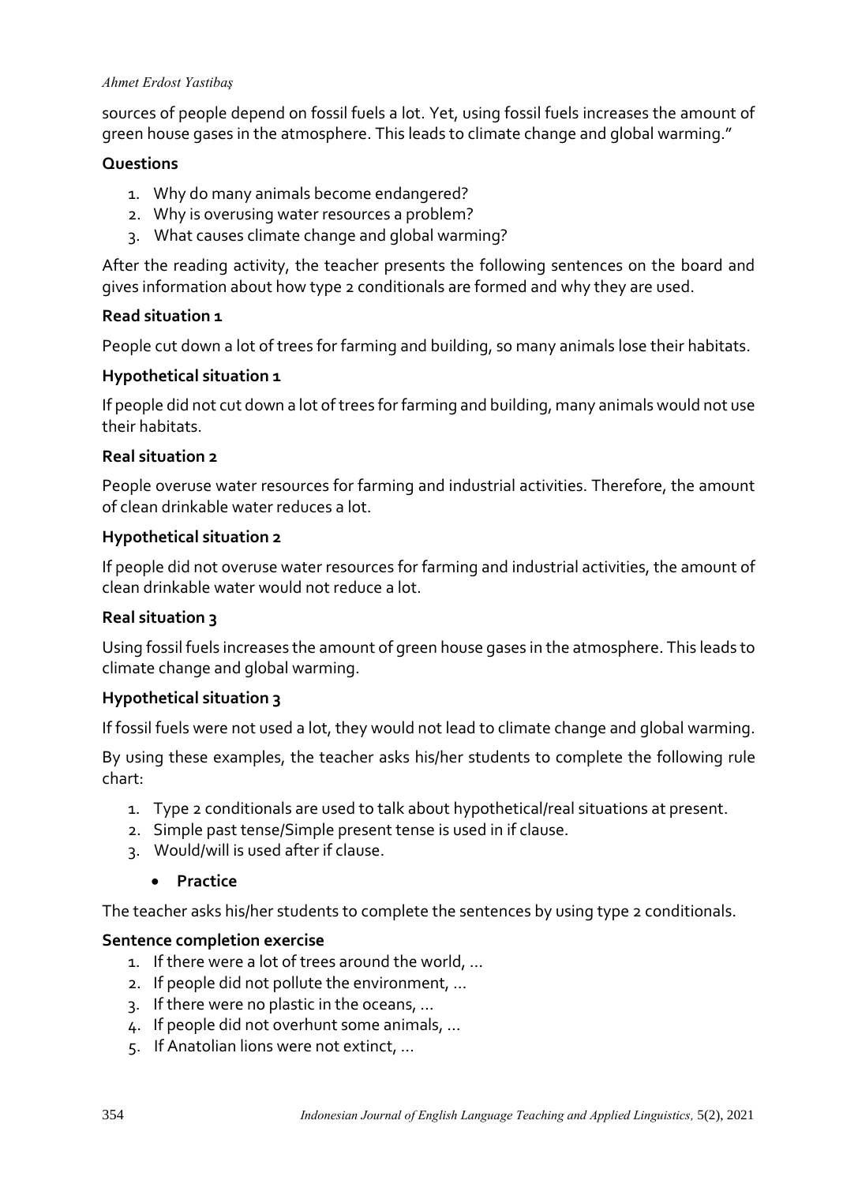sources of people depend on fossil fuels a lot. Yet, using fossil fuels increases the amount of green house gases in the atmosphere. This leads to climate change and global warming."

**Questions**

1. Why do many animals become endangered?
2. Why is overusing water resources a problem?
3. What causes climate change and global warming?

After the reading activity, the teacher presents the following sentences on the board and gives information about how type 2 conditionals are formed and why they are used.

**Read situation 1**

People cut down a lot of trees for farming and building, so many animals lose their habitats.

**Hypothetical situation 1**

If people did not cut down a lot of trees for farming and building, many animals would not use their habitats.

**Real situation 2**

People overuse water resources for farming and industrial activities. Therefore, the amount of clean drinkable water reduces a lot.

**Hypothetical situation 2**

If people did not overuse water resources for farming and industrial activities, the amount of clean drinkable water would not reduce a lot.

**Real situation 3**

Using fossil fuels increases the amount of green house gases in the atmosphere. This leads to climate change and global warming.

**Hypothetical situation 3**

If fossil fuels were not used a lot, they would not lead to climate change and global warming.

By using these examples, the teacher asks his/her students to complete the following rule chart:

1. Type 2 conditionals are used to talk about hypothetical/real situations at present.
2. Simple past tense/Simple present tense is used in if clause.
3. Would/will is used after if clause.

- **Practice**

The teacher asks his/her students to complete the sentences by using type 2 conditionals.

**Sentence completion exercise**

1. If there were a lot of trees around the world, ...
2. If people did not pollute the environment, ...
3. If there were no plastic in the oceans, ...
4. If people did not overhunt some animals, ...
5. If Anatolian lions were not extinct, ...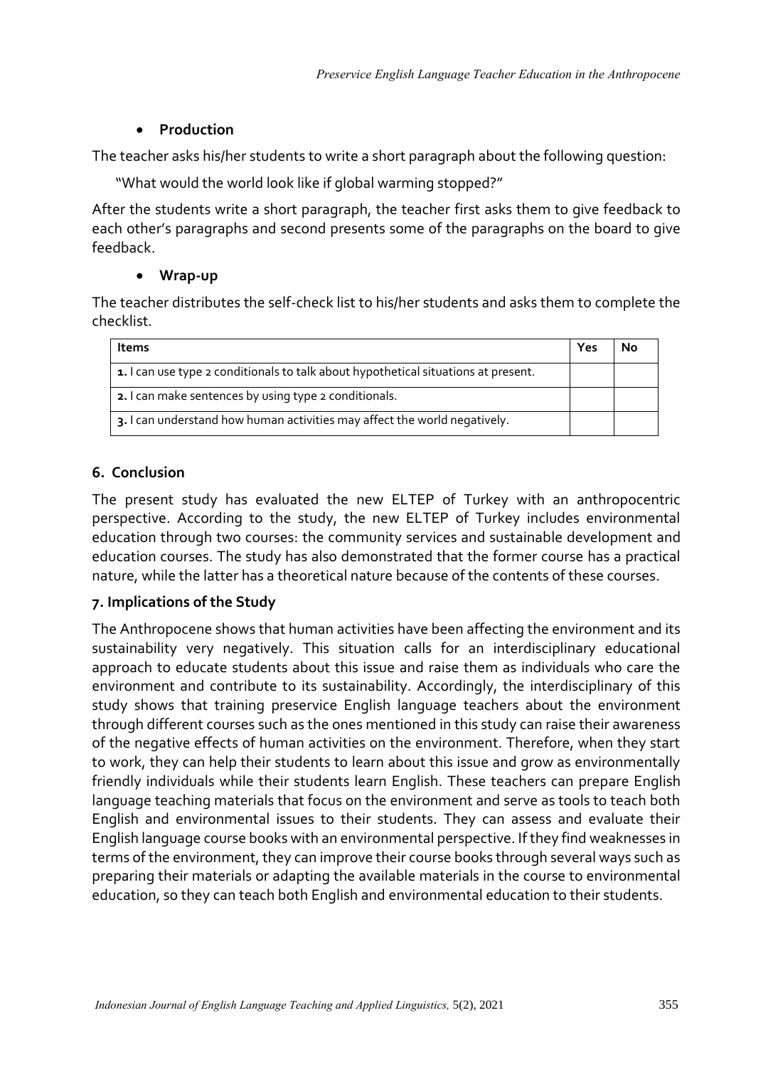- **Production**

The teacher asks his/her students to write a short paragraph about the following question:

"What would the world look like if global warming stopped?"

After the students write a short paragraph, the teacher first asks them to give feedback to each other's paragraphs and second presents some of the paragraphs on the board to give feedback.

- **Wrap-up**

The teacher distributes the self-check list to his/her students and asks them to complete the checklist.

| Items | Yes | No |
|---|---|---|
| **1.** I can use type 2 conditionals to talk about hypothetical situations at present. | | |
| **2.** I can make sentences by using type 2 conditionals. | | |
| **3.** I can understand how human activities may affect the world negatively. | | |

## 6. Conclusion

The present study has evaluated the new ELTEP of Turkey with an anthropocentric perspective. According to the study, the new ELTEP of Turkey includes environmental education through two courses: the community services and sustainable development and education courses. The study has also demonstrated that the former course has a practical nature, while the latter has a theoretical nature because of the contents of these courses.

## 7. Implications of the Study

The Anthropocene shows that human activities have been affecting the environment and its sustainability very negatively. This situation calls for an interdisciplinary educational approach to educate students about this issue and raise them as individuals who care the environment and contribute to its sustainability. Accordingly, the interdisciplinary of this study shows that training preservice English language teachers about the environment through different courses such as the ones mentioned in this study can raise their awareness of the negative effects of human activities on the environment. Therefore, when they start to work, they can help their students to learn about this issue and grow as environmentally friendly individuals while their students learn English. These teachers can prepare English language teaching materials that focus on the environment and serve as tools to teach both English and environmental issues to their students. They can assess and evaluate their English language course books with an environmental perspective. If they find weaknesses in terms of the environment, they can improve their course books through several ways such as preparing their materials or adapting the available materials in the course to environmental education, so they can teach both English and environmental education to their students.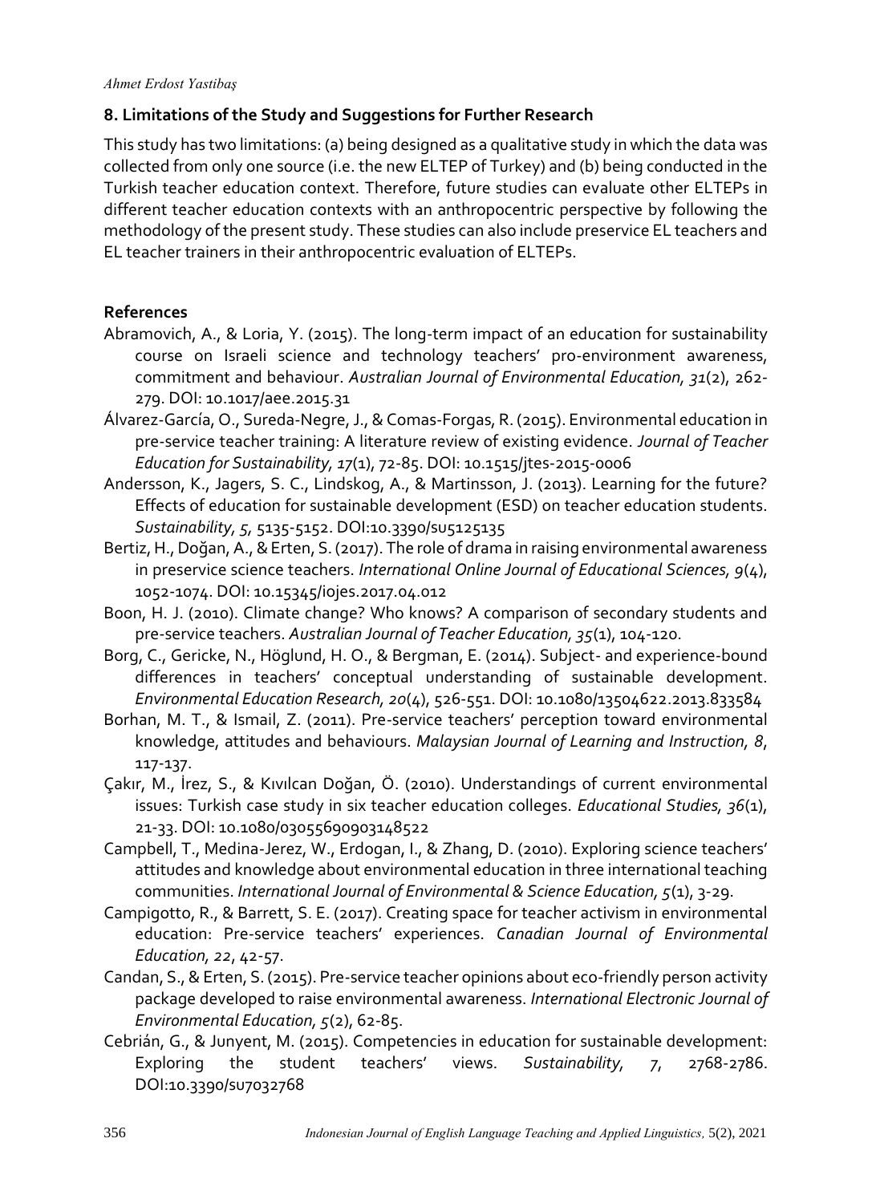## 8. Limitations of the Study and Suggestions for Further Research

This study has two limitations: (a) being designed as a qualitative study in which the data was collected from only one source (i.e. the new ELTEP of Turkey) and (b) being conducted in the Turkish teacher education context. Therefore, future studies can evaluate other ELTEPs in different teacher education contexts with an anthropocentric perspective by following the methodology of the present study. These studies can also include preservice EL teachers and EL teacher trainers in their anthropocentric evaluation of ELTEPs.

## References

Abramovich, A., & Loria, Y. (2015). The long-term impact of an education for sustainability course on Israeli science and technology teachers' pro-environment awareness, commitment and behaviour. *Australian Journal of Environmental Education, 31*(2), 262-279. DOI: 10.1017/aee.2015.31

Álvarez-García, O., Sureda-Negre, J., & Comas-Forgas, R. (2015). Environmental education in pre-service teacher training: A literature review of existing evidence. *Journal of Teacher Education for Sustainability, 17*(1), 72-85. DOI: 10.1515/jtes-2015-0006

Andersson, K., Jagers, S. C., Lindskog, A., & Martinsson, J. (2013). Learning for the future? Effects of education for sustainable development (ESD) on teacher education students. *Sustainability, 5,* 5135-5152. DOI:10.3390/su5125135

Bertiz, H., Doğan, A., & Erten, S. (2017). The role of drama in raising environmental awareness in preservice science teachers. *International Online Journal of Educational Sciences, 9*(4), 1052-1074. DOI: 10.15345/iojes.2017.04.012

Boon, H. J. (2010). Climate change? Who knows? A comparison of secondary students and pre-service teachers. *Australian Journal of Teacher Education, 35*(1), 104-120.

Borg, C., Gericke, N., Höglund, H. O., & Bergman, E. (2014). Subject- and experience-bound differences in teachers' conceptual understanding of sustainable development. *Environmental Education Research, 20*(4), 526-551. DOI: 10.1080/13504622.2013.833584

Borhan, M. T., & Ismail, Z. (2011). Pre-service teachers' perception toward environmental knowledge, attitudes and behaviours. *Malaysian Journal of Learning and Instruction, 8*, 117-137.

Çakır, M., İrez, S., & Kıvılcan Doğan, Ö. (2010). Understandings of current environmental issues: Turkish case study in six teacher education colleges. *Educational Studies, 36*(1), 21-33. DOI: 10.1080/03055690903148522

Campbell, T., Medina-Jerez, W., Erdogan, I., & Zhang, D. (2010). Exploring science teachers' attitudes and knowledge about environmental education in three international teaching communities. *International Journal of Environmental & Science Education, 5*(1), 3-29.

Campigotto, R., & Barrett, S. E. (2017). Creating space for teacher activism in environmental education: Pre-service teachers' experiences. *Canadian Journal of Environmental Education, 22*, 42-57.

Candan, S., & Erten, S. (2015). Pre-service teacher opinions about eco-friendly person activity package developed to raise environmental awareness. *International Electronic Journal of Environmental Education, 5*(2), 62-85.

Cebrián, G., & Junyent, M. (2015). Competencies in education for sustainable development: Exploring the student teachers' views. *Sustainability, 7*, 2768-2786. DOI:10.3390/su7032768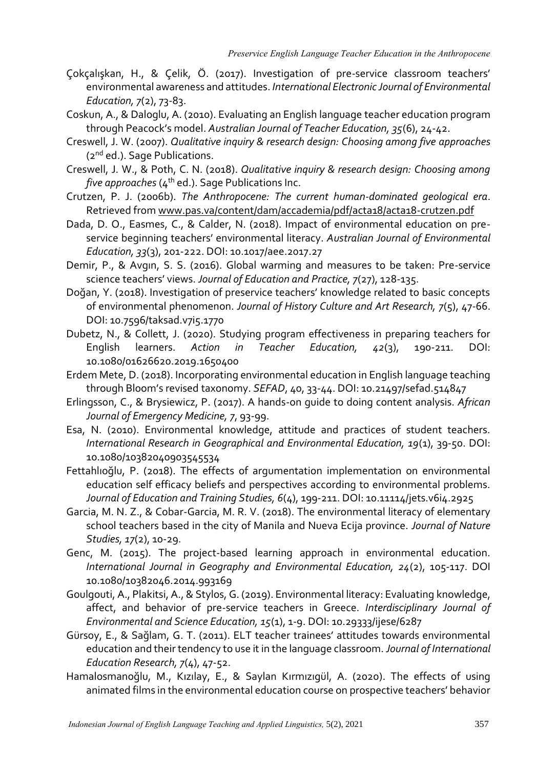Çokçalışkan, H., & Çelik, Ö. (2017). Investigation of pre-service classroom teachers' environmental awareness and attitudes. *International Electronic Journal of Environmental Education*, *7*(2), 73-83.

Coskun, A., & Daloglu, A. (2010). Evaluating an English language teacher education program through Peacock's model. *Australian Journal of Teacher Education*, *35*(6), 24-42.

Creswell, J. W. (2007). *Qualitative inquiry & research design: Choosing among five approaches* (2nd ed.). Sage Publications.

Creswell, J. W., & Poth, C. N. (2018). *Qualitative inquiry & research design: Choosing among five approaches* (4th ed.). Sage Publications Inc.

Crutzen, P. J. (2006b). *The Anthropocene: The current human-dominated geological era*. Retrieved from www.pas.va/content/dam/accademia/pdf/acta18/acta18-crutzen.pdf

Dada, D. O., Easmes, C., & Calder, N. (2018). Impact of environmental education on pre-service beginning teachers' environmental literacy. *Australian Journal of Environmental Education*, *33*(3), 201-222. DOI: 10.1017/aee.2017.27

Demir, P., & Avgın, S. S. (2016). Global warming and measures to be taken: Pre-service science teachers' views. *Journal of Education and Practice*, *7*(27), 128-135.

Doğan, Y. (2018). Investigation of preservice teachers' knowledge related to basic concepts of environmental phenomenon. *Journal of History Culture and Art Research*, *7*(5), 47-66. DOI: 10.7596/taksad.v7i5.1770

Dubetz, N., & Collett, J. (2020). Studying program effectiveness in preparing teachers for English learners. *Action in Teacher Education*, *42*(3), 190-211. DOI: 10.1080/01626620.2019.1650400

Erdem Mete, D. (2018). Incorporating environmental education in English language teaching through Bloom's revised taxonomy. *SEFAD*, 40, 33-44. DOI: 10.21497/sefad.514847

Erlingsson, C., & Brysiewicz, P. (2017). A hands-on guide to doing content analysis. *African Journal of Emergency Medicine*, *7*, 93-99.

Esa, N. (2010). Environmental knowledge, attitude and practices of student teachers. *International Research in Geographical and Environmental Education*, *19*(1), 39-50. DOI: 10.1080/10382040903545534

Fettahlıoğlu, P. (2018). The effects of argumentation implementation on environmental education self efficacy beliefs and perspectives according to environmental problems. *Journal of Education and Training Studies*, *6*(4), 199-211. DOI: 10.11114/jets.v6i4.2925

Garcia, M. N. Z., & Cobar-Garcia, M. R. V. (2018). The environmental literacy of elementary school teachers based in the city of Manila and Nueva Ecija province. *Journal of Nature Studies*, *17*(2), 10-29.

Genc, M. (2015). The project-based learning approach in environmental education. *International Journal in Geography and Environmental Education*, *24*(2), 105-117. DOI 10.1080/10382046.2014.993169

Goulgouti, A., Plakitsi, A., & Stylos, G. (2019). Environmental literacy: Evaluating knowledge, affect, and behavior of pre-service teachers in Greece. *Interdisciplinary Journal of Environmental and Science Education*, *15*(1), 1-9. DOI: 10.29333/ijese/6287

Gürsoy, E., & Sağlam, G. T. (2011). ELT teacher trainees' attitudes towards environmental education and their tendency to use it in the language classroom. *Journal of International Education Research*, *7*(4), 47-52.

Hamalosmanoğlu, M., Kızılay, E., & Saylan Kırmızıgül, A. (2020). The effects of using animated films in the environmental education course on prospective teachers' behavior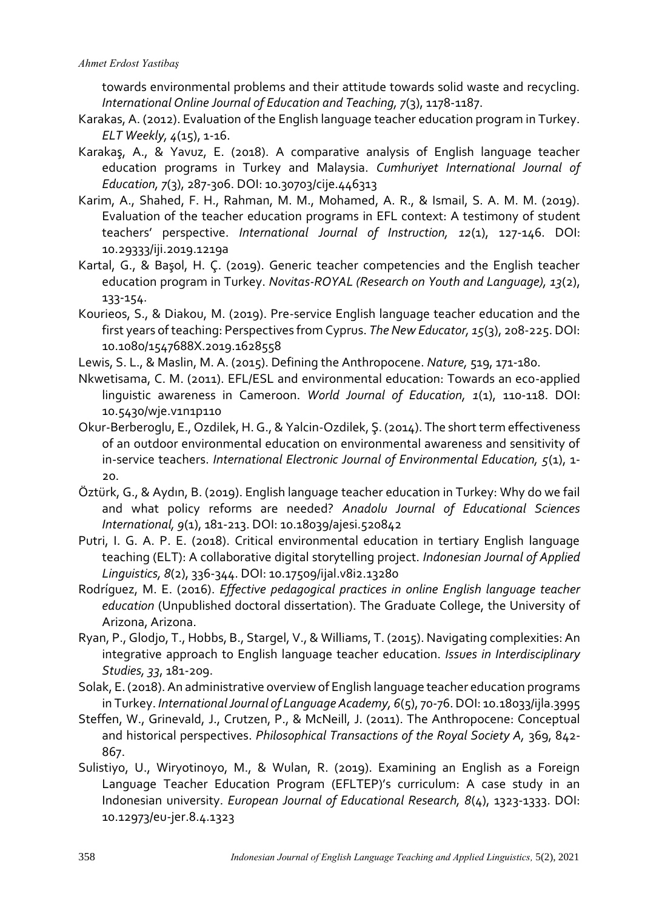towards environmental problems and their attitude towards solid waste and recycling. *International Online Journal of Education and Teaching*, *7*(3), 1178-1187.

Karakas, A. (2012). Evaluation of the English language teacher education program in Turkey. *ELT Weekly*, *4*(15), 1-16.

Karakaş, A., & Yavuz, E. (2018). A comparative analysis of English language teacher education programs in Turkey and Malaysia. *Cumhuriyet International Journal of Education*, *7*(3), 287-306. DOI: 10.30703/cije.446313

Karim, A., Shahed, F. H., Rahman, M. M., Mohamed, A. R., & Ismail, S. A. M. M. (2019). Evaluation of the teacher education programs in EFL context: A testimony of student teachers' perspective. *International Journal of Instruction, 12*(1), 127-146. DOI: 10.29333/iji.2019.1219a

Kartal, G., & Başol, H. Ç. (2019). Generic teacher competencies and the English teacher education program in Turkey. *Novitas-ROYAL (Research on Youth and Language), 13*(2), 133-154.

Kourieos, S., & Diakou, M. (2019). Pre-service English language teacher education and the first years of teaching: Perspectives from Cyprus. *The New Educator*, *15*(3), 208-225. DOI: 10.1080/1547688X.2019.1628558

Lewis, S. L., & Maslin, M. A. (2015). Defining the Anthropocene. *Nature*, 519, 171-180.

Nkwetisama, C. M. (2011). EFL/ESL and environmental education: Towards an eco-applied linguistic awareness in Cameroon. *World Journal of Education, 1*(1), 110-118. DOI: 10.5430/wje.v1n1p110

Okur-Berberoglu, E., Ozdilek, H. G., & Yalcin-Ozdilek, Ş. (2014). The short term effectiveness of an outdoor environmental education on environmental awareness and sensitivity of in-service teachers. *International Electronic Journal of Environmental Education, 5*(1), 1-20.

Öztürk, G., & Aydın, B. (2019). English language teacher education in Turkey: Why do we fail and what policy reforms are needed? *Anadolu Journal of Educational Sciences International, 9*(1), 181-213. DOI: 10.18039/ajesi.520842

Putri, I. G. A. P. E. (2018). Critical environmental education in tertiary English language teaching (ELT): A collaborative digital storytelling project. *Indonesian Journal of Applied Linguistics*, *8*(2), 336-344. DOI: 10.17509/ijal.v8i2.13280

Rodríguez, M. E. (2016). *Effective pedagogical practices in online English language teacher education* (Unpublished doctoral dissertation). The Graduate College, the University of Arizona, Arizona.

Ryan, P., Glodjo, T., Hobbs, B., Stargel, V., & Williams, T. (2015). Navigating complexities: An integrative approach to English language teacher education. *Issues in Interdisciplinary Studies*, *33*, 181-209.

Solak, E. (2018). An administrative overview of English language teacher education programs in Turkey. *International Journal of Language Academy*, *6*(5), 70-76. DOI: 10.18033/ijla.3995

Steffen, W., Grinevald, J., Crutzen, P., & McNeill, J. (2011). The Anthropocene: Conceptual and historical perspectives. *Philosophical Transactions of the Royal Society A,* 369, 842-867.

Sulistiyo, U., Wiryotinoyo, M., & Wulan, R. (2019). Examining an English as a Foreign Language Teacher Education Program (EFLTEP)'s curriculum: A case study in an Indonesian university. *European Journal of Educational Research, 8*(4), 1323-1333. DOI: 10.12973/eu-jer.8.4.1323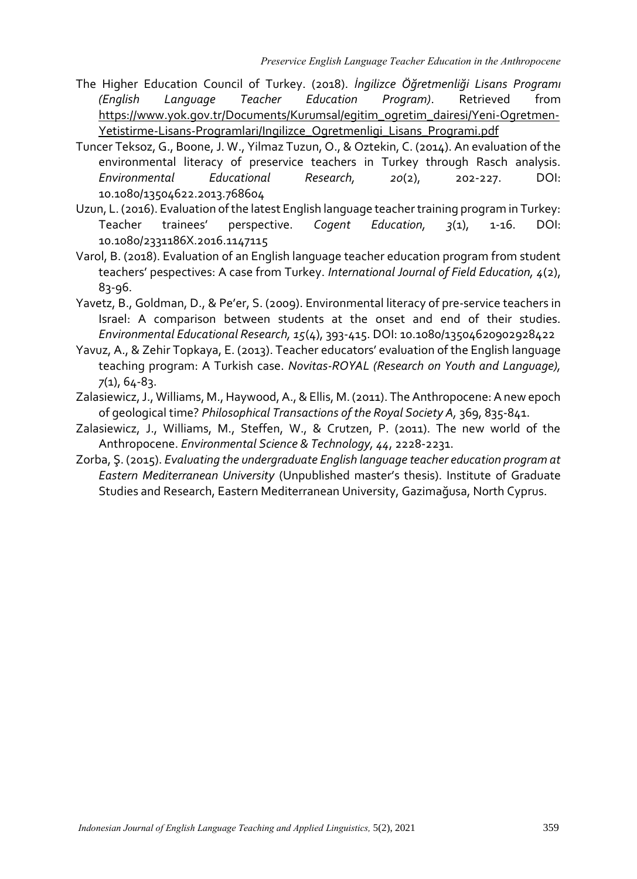The Higher Education Council of Turkey. (2018). *İngilizce Öğretmenliği Lisans Programı (English Language Teacher Education Program)*. Retrieved from https://www.yok.gov.tr/Documents/Kurumsal/egitim_ogretim_dairesi/Yeni-Ogretmen-Yetistirme-Lisans-Programlari/Ingilizce_Ogretmenligi_Lisans_Programi.pdf

Tuncer Teksoz, G., Boone, J. W., Yilmaz Tuzun, O., & Oztekin, C. (2014). An evaluation of the environmental literacy of preservice teachers in Turkey through Rasch analysis. *Environmental Educational Research, 20*(2), 202-227. DOI: 10.1080/13504622.2013.768604

Uzun, L. (2016). Evaluation of the latest English language teacher training program in Turkey: Teacher trainees' perspective. *Cogent Education, 3*(1), 1-16. DOI: 10.1080/2331186X.2016.1147115

Varol, B. (2018). Evaluation of an English language teacher education program from student teachers' pespectives: A case from Turkey. *International Journal of Field Education, 4*(2), 83-96.

Yavetz, B., Goldman, D., & Pe'er, S. (2009). Environmental literacy of pre-service teachers in Israel: A comparison between students at the onset and end of their studies. *Environmental Educational Research, 15*(4), 393-415. DOI: 10.1080/13504620902928422

Yavuz, A., & Zehir Topkaya, E. (2013). Teacher educators' evaluation of the English language teaching program: A Turkish case. *Novitas-ROYAL (Research on Youth and Language), 7*(1), 64-83.

Zalasiewicz, J., Williams, M., Haywood, A., & Ellis, M. (2011). The Anthropocene: A new epoch of geological time? *Philosophical Transactions of the Royal Society A,* 369, 835-841.

Zalasiewicz, J., Williams, M., Steffen, W., & Crutzen, P. (2011). The new world of the Anthropocene. *Environmental Science & Technology, 44*, 2228-2231.

Zorba, Ş. (2015). *Evaluating the undergraduate English language teacher education program at Eastern Mediterranean University* (Unpublished master's thesis). Institute of Graduate Studies and Research, Eastern Mediterranean University, Gazimağusa, North Cyprus.